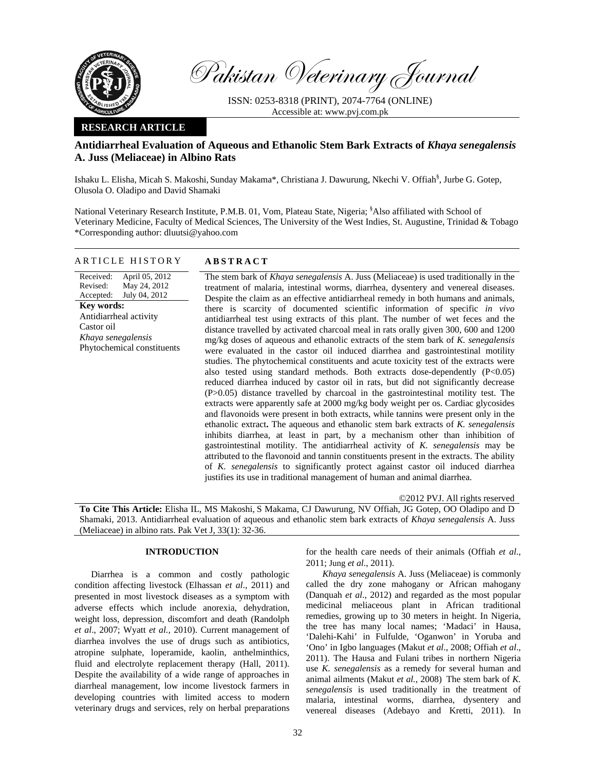Pakistan Veterinary Journal

ISSN: 0253-8318 (PRINT), 2074-7764 (ONLINE)
Accessible at: www.pvj.com.pk

**RESEARCH ARTICLE**

## Antidiarrheal Evaluation of Aqueous and Ethanolic Stem Bark Extracts of *Khaya senegalensis* A. Juss (Meliaceae) in Albino Rats

Ishaku L. Elisha, Micah S. Makoshi, Sunday Makama*, Christiana J. Dawurung, Nkechi V. Offiah[§], Jurbe G. Gotep, Olusola O. Oladipo and David Shamaki

National Veterinary Research Institute, P.M.B. 01, Vom, Plateau State, Nigeria; [§]Also affiliated with School of Veterinary Medicine, Faculty of Medical Sciences, The University of the West Indies, St. Augustine, Trinidad & Tobago
*Corresponding author: dluutsi@yahoo.com

**ARTICLE HISTORY**

Received: April 05, 2012
Revised: May 24, 2012
Accepted: July 04, 2012

**Key words:**
Antidiarrheal activity
Castor oil
*Khaya senegalensis*
Phytochemical constituents

**ABSTRACT**

The stem bark of *Khaya senegalensis* A. Juss (Meliaceae) is used traditionally in the treatment of malaria, intestinal worms, diarrhea, dysentery and venereal diseases. Despite the claim as an effective antidiarrheal remedy in both humans and animals, there is scarcity of documented scientific information of specific *in vivo* antidiarrheal test using extracts of this plant. The number of wet feces and the distance travelled by activated charcoal meal in rats orally given 300, 600 and 1200 mg/kg doses of aqueous and ethanolic extracts of the stem bark of *K. senegalensis* were evaluated in the castor oil induced diarrhea and gastrointestinal motility studies. The phytochemical constituents and acute toxicity test of the extracts were also tested using standard methods. Both extracts dose-dependently ($P<0.05$) reduced diarrhea induced by castor oil in rats, but did not significantly decrease ($P>0.05$) distance travelled by charcoal in the gastrointestinal motility test. The extracts were apparently safe at 2000 mg/kg body weight per os. Cardiac glycosides and flavonoids were present in both extracts, while tannins were present only in the ethanolic extract**.** The aqueous and ethanolic stem bark extracts of *K. senegalensis* inhibits diarrhea, at least in part, by a mechanism other than inhibition of gastrointestinal motility. The antidiarrheal activity of *K. senegalensis* may be attributed to the flavonoid and tannin constituents present in the extracts. The ability of *K. senegalensis* to significantly protect against castor oil induced diarrhea justifies its use in traditional management of human and animal diarrhea.

©2012 PVJ. All rights reserved

**To Cite This Article:** Elisha IL, MS Makoshi, S Makama, CJ Dawurung, NV Offiah, JG Gotep, OO Oladipo and D Shamaki, 2013. Antidiarrheal evaluation of aqueous and ethanolic stem bark extracts of *Khaya senegalensis* A. Juss (Meliaceae) in albino rats. Pak Vet J, 33(1): 32-36.

### INTRODUCTION

Diarrhea is a common and costly pathologic condition affecting livestock (Elhassan *et al*., 2011) and presented in most livestock diseases as a symptom with adverse effects which include anorexia, dehydration, weight loss, depression, discomfort and death (Randolph *et al*., 2007; Wyatt *et al.,* 2010). Current management of diarrhea involves the use of drugs such as antibiotics, atropine sulphate, loperamide, kaolin, anthelminthics, fluid and electrolyte replacement therapy (Hall, 2011). Despite the availability of a wide range of approaches in diarrheal management, low income livestock farmers in developing countries with limited access to modern veterinary drugs and services, rely on herbal preparations for the health care needs of their animals (Offiah *et al*., 2011; Jung *et al*., 2011).

*Khaya senegalensis* A. Juss (Meliaceae) is commonly called the dry zone mahogany or African mahogany (Danquah *et al*., 2012) and regarded as the most popular medicinal meliaceous plant in African traditional remedies, growing up to 30 meters in height. In Nigeria, the tree has many local names; 'Madaci' in Hausa, 'Dalehi-Kahi' in Fulfulde, 'Oganwon' in Yoruba and 'Ono' in Igbo languages (Makut *et al*., 2008; Offiah *et al*., 2011). The Hausa and Fulani tribes in northern Nigeria use *K. senegalensis* as a remedy for several human and animal ailments (Makut *et al.*, 2008) The stem bark of *K. senegalensis* is used traditionally in the treatment of malaria, intestinal worms, diarrhea, dysentery and venereal diseases (Adebayo and Kretti, 2011). In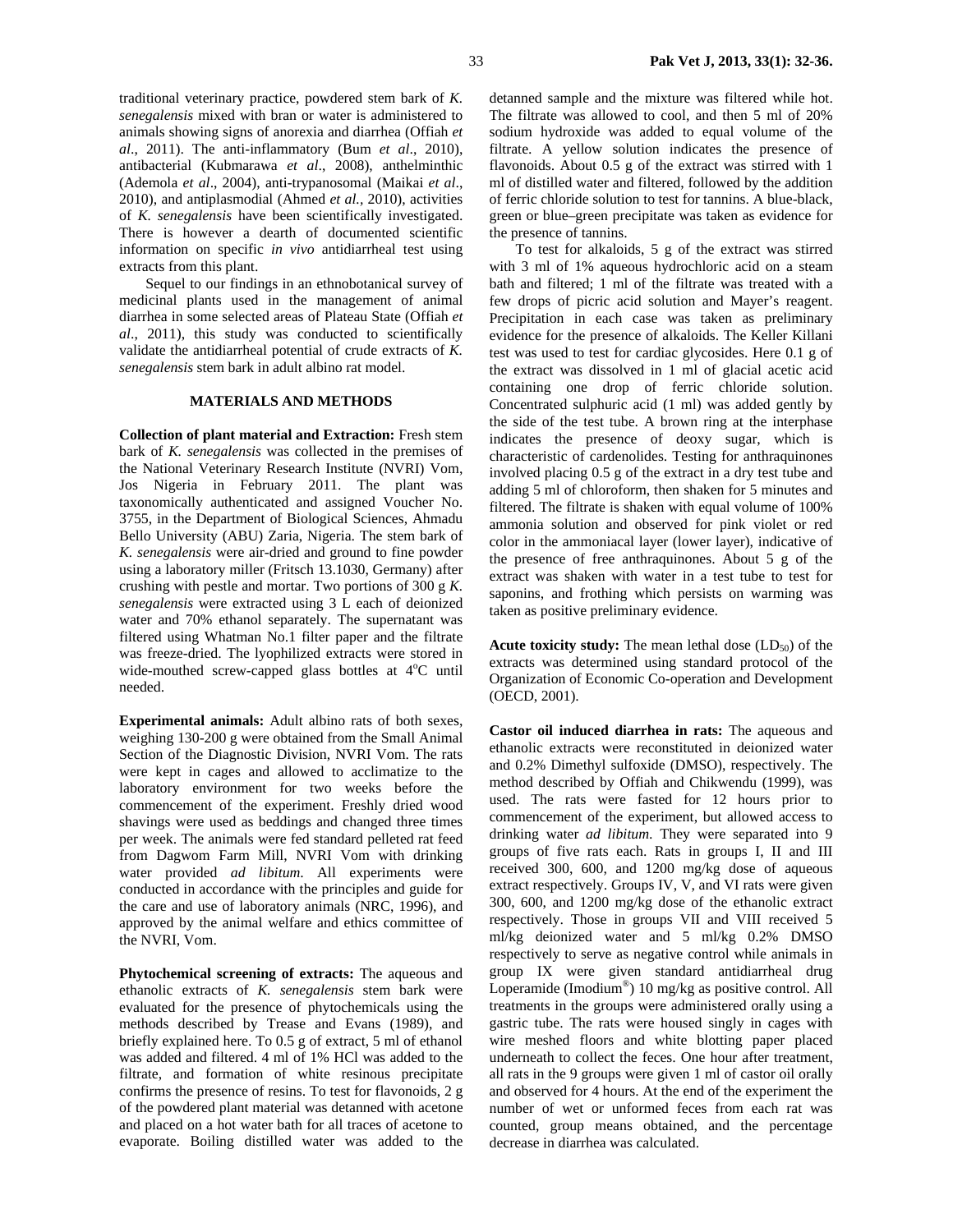traditional veterinary practice, powdered stem bark of *K. senegalensis* mixed with bran or water is administered to animals showing signs of anorexia and diarrhea (Offiah *et al*., 2011). The anti-inflammatory (Bum *et al*., 2010), antibacterial (Kubmarawa *et al*., 2008), anthelminthic (Ademola *et al*., 2004), anti-trypanosomal (Maikai *et al*., 2010), and antiplasmodial (Ahmed *et al.*, 2010), activities of *K. senegalensis* have been scientifically investigated. There is however a dearth of documented scientific information on specific *in vivo* antidiarrheal test using extracts from this plant.

Sequel to our findings in an ethnobotanical survey of medicinal plants used in the management of animal diarrhea in some selected areas of Plateau State (Offiah *et al*., 2011), this study was conducted to scientifically validate the antidiarrheal potential of crude extracts of *K. senegalensis* stem bark in adult albino rat model.

## MATERIALS AND METHODS

**Collection of plant material and Extraction:** Fresh stem bark of *K. senegalensis* was collected in the premises of the National Veterinary Research Institute (NVRI) Vom, Jos Nigeria in February 2011. The plant was taxonomically authenticated and assigned Voucher No. 3755, in the Department of Biological Sciences, Ahmadu Bello University (ABU) Zaria, Nigeria. The stem bark of *K. senegalensis* were air-dried and ground to fine powder using a laboratory miller (Fritsch 13.1030, Germany) after crushing with pestle and mortar. Two portions of 300 g *K. senegalensis* were extracted using 3 L each of deionized water and 70% ethanol separately. The supernatant was filtered using Whatman No.1 filter paper and the filtrate was freeze-dried. The lyophilized extracts were stored in wide-mouthed screw-capped glass bottles at 4°C until needed.

**Experimental animals:** Adult albino rats of both sexes, weighing 130-200 g were obtained from the Small Animal Section of the Diagnostic Division, NVRI Vom. The rats were kept in cages and allowed to acclimatize to the laboratory environment for two weeks before the commencement of the experiment. Freshly dried wood shavings were used as beddings and changed three times per week. The animals were fed standard pelleted rat feed from Dagwom Farm Mill, NVRI Vom with drinking water provided *ad libitum*. All experiments were conducted in accordance with the principles and guide for the care and use of laboratory animals (NRC, 1996), and approved by the animal welfare and ethics committee of the NVRI, Vom.

**Phytochemical screening of extracts:** The aqueous and ethanolic extracts of *K. senegalensis* stem bark were evaluated for the presence of phytochemicals using the methods described by Trease and Evans (1989), and briefly explained here. To 0.5 g of extract, 5 ml of ethanol was added and filtered. 4 ml of 1% HCl was added to the filtrate, and formation of white resinous precipitate confirms the presence of resins. To test for flavonoids, 2 g of the powdered plant material was detanned with acetone and placed on a hot water bath for all traces of acetone to evaporate. Boiling distilled water was added to the detanned sample and the mixture was filtered while hot. The filtrate was allowed to cool, and then 5 ml of 20% sodium hydroxide was added to equal volume of the filtrate. A yellow solution indicates the presence of flavonoids. About 0.5 g of the extract was stirred with 1 ml of distilled water and filtered, followed by the addition of ferric chloride solution to test for tannins. A blue-black, green or blue–green precipitate was taken as evidence for the presence of tannins.

To test for alkaloids, 5 g of the extract was stirred with 3 ml of 1% aqueous hydrochloric acid on a steam bath and filtered; 1 ml of the filtrate was treated with a few drops of picric acid solution and Mayer's reagent. Precipitation in each case was taken as preliminary evidence for the presence of alkaloids. The Keller Killani test was used to test for cardiac glycosides. Here 0.1 g of the extract was dissolved in 1 ml of glacial acetic acid containing one drop of ferric chloride solution. Concentrated sulphuric acid (1 ml) was added gently by the side of the test tube. A brown ring at the interphase indicates the presence of deoxy sugar, which is characteristic of cardenolides. Testing for anthraquinones involved placing 0.5 g of the extract in a dry test tube and adding 5 ml of chloroform, then shaken for 5 minutes and filtered. The filtrate is shaken with equal volume of 100% ammonia solution and observed for pink violet or red color in the ammoniacal layer (lower layer), indicative of the presence of free anthraquinones. About 5 g of the extract was shaken with water in a test tube to test for saponins, and frothing which persists on warming was taken as positive preliminary evidence.

**Acute toxicity study:** The mean lethal dose ($LD_{50}$) of the extracts was determined using standard protocol of the Organization of Economic Co-operation and Development (OECD, 2001).

**Castor oil induced diarrhea in rats:** The aqueous and ethanolic extracts were reconstituted in deionized water and 0.2% Dimethyl sulfoxide (DMSO), respectively. The method described by Offiah and Chikwendu (1999), was used. The rats were fasted for 12 hours prior to commencement of the experiment, but allowed access to drinking water *ad libitum*. They were separated into 9 groups of five rats each. Rats in groups I, II and III received 300, 600, and 1200 mg/kg dose of aqueous extract respectively. Groups IV, V, and VI rats were given 300, 600, and 1200 mg/kg dose of the ethanolic extract respectively. Those in groups VII and VIII received 5 ml/kg deionized water and 5 ml/kg 0.2% DMSO respectively to serve as negative control while animals in group IX were given standard antidiarrheal drug Loperamide (Imodium®) 10 mg/kg as positive control. All treatments in the groups were administered orally using a gastric tube. The rats were housed singly in cages with wire meshed floors and white blotting paper placed underneath to collect the feces. One hour after treatment, all rats in the 9 groups were given 1 ml of castor oil orally and observed for 4 hours. At the end of the experiment the number of wet or unformed feces from each rat was counted, group means obtained, and the percentage decrease in diarrhea was calculated.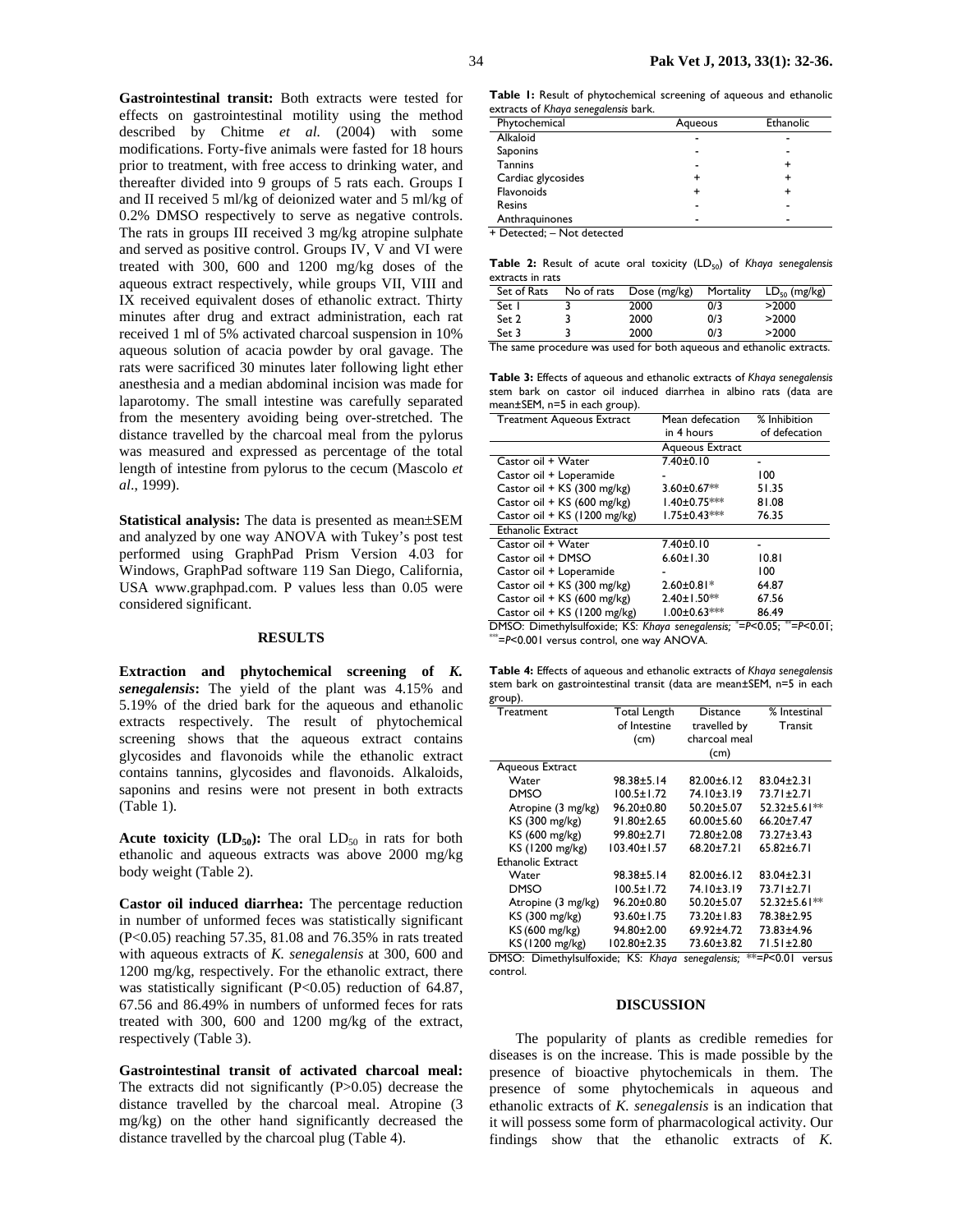**Gastrointestinal transit:** Both extracts were tested for effects on gastrointestinal motility using the method described by Chitme *et al.* (2004) with some modifications. Forty-five animals were fasted for 18 hours prior to treatment, with free access to drinking water, and thereafter divided into 9 groups of 5 rats each. Groups I and II received 5 ml/kg of deionized water and 5 ml/kg of 0.2% DMSO respectively to serve as negative controls. The rats in groups III received 3 mg/kg atropine sulphate and served as positive control. Groups IV, V and VI were treated with 300, 600 and 1200 mg/kg doses of the aqueous extract respectively, while groups VII, VIII and IX received equivalent doses of ethanolic extract. Thirty minutes after drug and extract administration, each rat received 1 ml of 5% activated charcoal suspension in 10% aqueous solution of acacia powder by oral gavage. The rats were sacrificed 30 minutes later following light ether anesthesia and a median abdominal incision was made for laparotomy. The small intestine was carefully separated from the mesentery avoiding being over-stretched. The distance travelled by the charcoal meal from the pylorus was measured and expressed as percentage of the total length of intestine from pylorus to the cecum (Mascolo *et al*., 1999).

**Statistical analysis:** The data is presented as mean±SEM and analyzed by one way ANOVA with Tukey's post test performed using GraphPad Prism Version 4.03 for Windows, GraphPad software 119 San Diego, California, USA www.graphpad.com. P values less than 0.05 were considered significant.

## RESULTS

**Extraction and phytochemical screening of *K. senegalensis*:** The yield of the plant was 4.15% and 5.19% of the dried bark for the aqueous and ethanolic extracts respectively. The result of phytochemical screening shows that the aqueous extract contains glycosides and flavonoids while the ethanolic extract contains tannins, glycosides and flavonoids. Alkaloids, saponins and resins were not present in both extracts (Table 1).

**Acute toxicity ($LD_{50}$):** The oral $LD_{50}$ in rats for both ethanolic and aqueous extracts was above 2000 mg/kg body weight (Table 2).

**Castor oil induced diarrhea:** The percentage reduction in number of unformed feces was statistically significant ($P<0.05$) reaching 57.35, 81.08 and 76.35% in rats treated with aqueous extracts of *K. senegalensis* at 300, 600 and 1200 mg/kg, respectively. For the ethanolic extract, there was statistically significant ($P<0.05$) reduction of 64.87, 67.56 and 86.49% in numbers of unformed feces for rats treated with 300, 600 and 1200 mg/kg of the extract, respectively (Table 3).

**Gastrointestinal transit of activated charcoal meal:** The extracts did not significantly ($P>0.05$) decrease the distance travelled by the charcoal meal. Atropine (3 mg/kg) on the other hand significantly decreased the distance travelled by the charcoal plug (Table 4).

**Table 1:** Result of phytochemical screening of aqueous and ethanolic extracts of *Khaya senegalensis* bark.

| Phytochemical | Aqueous | Ethanolic |
|---|---|---|
| Alkaloid | - | - |
| Saponins | - | - |
| Tannins | - | + |
| Cardiac glycosides | + | + |
| Flavonoids | + | + |
| Resins | - | - |
| Anthraquinones | - | - |

+ Detected; – Not detected

**Table 2:** Result of acute oral toxicity ($LD_{50}$) of *Khaya senegalensis* extracts in rats

| Set of Rats | No of rats | Dose (mg/kg) | Mortality | $LD_{50}$ (mg/kg) |
|---|---|---|---|---|
| Set 1 | 3 | 2000 | 0/3 | >2000 |
| Set 2 | 3 | 2000 | 0/3 | >2000 |
| Set 3 | 3 | 2000 | 0/3 | >2000 |

The same procedure was used for both aqueous and ethanolic extracts.

**Table 3:** Effects of aqueous and ethanolic extracts of *Khaya senegalensis* stem bark on castor oil induced diarrhea in albino rats (data are mean±SEM, n=5 in each group).

| Treatment Aqueous Extract | Mean defecation in 4 hours | % Inhibition of defecation |
|---|---|---|
| | Aqueous Extract | |
| Castor oil + Water | 7.40±0.10 | - |
| Castor oil + Loperamide | - | 100 |
| Castor oil + KS (300 mg/kg) | 3.60±0.67** | 51.35 |
| Castor oil + KS (600 mg/kg) | 1.40±0.75*** | 81.08 |
| Castor oil + KS (1200 mg/kg) | 1.75±0.43*** | 76.35 |
| Ethanolic Extract | | |
| Castor oil + Water | 7.40±0.10 | - |
| Castor oil + DMSO | 6.60±1.30 | 10.81 |
| Castor oil + Loperamide | - | 100 |
| Castor oil + KS (300 mg/kg) | 2.60±0.81* | 64.87 |
| Castor oil + KS (600 mg/kg) | 2.40±1.50** | 67.56 |
| Castor oil + KS (1200 mg/kg) | 1.00±0.63*** | 86.49 |

DMSO: Dimethylsulfoxide; KS: *Khaya senegalensis*; *=$P<0.05$; **=$P<0.01$; ***=$P<0.001$ versus control, one way ANOVA.

**Table 4:** Effects of aqueous and ethanolic extracts of *Khaya senegalensis* stem bark on gastrointestinal transit (data are mean±SEM, n=5 in each group).

| Treatment | Total Length of Intestine (cm) | Distance travelled by charcoal meal (cm) | % Intestinal Transit |
|---|---|---|---|
| Aqueous Extract | | | |
| Water | 98.38±5.14 | 82.00±6.12 | 83.04±2.31 |
| DMSO | 100.5±1.72 | 74.10±3.19 | 73.71±2.71 |
| Atropine (3 mg/kg) | 96.20±0.80 | 50.20±5.07 | 52.32±5.61** |
| KS (300 mg/kg) | 91.80±2.65 | 60.00±5.60 | 66.20±7.47 |
| KS (600 mg/kg) | 99.80±2.71 | 72.80±2.08 | 73.27±3.43 |
| KS (1200 mg/kg) | 103.40±1.57 | 68.20±7.21 | 65.82±6.71 |
| Ethanolic Extract | | | |
| Water | 98.38±5.14 | 82.00±6.12 | 83.04±2.31 |
| DMSO | 100.5±1.72 | 74.10±3.19 | 73.71±2.71 |
| Atropine (3 mg/kg) | 96.20±0.80 | 50.20±5.07 | 52.32±5.61** |
| KS (300 mg/kg) | 93.60±1.75 | 73.20±1.83 | 78.38±2.95 |
| KS (600 mg/kg) | 94.80±2.00 | 69.92±4.72 | 73.83±4.96 |
| KS (1200 mg/kg) | 102.80±2.35 | 73.60±3.82 | 71.51±2.80 |

DMSO: Dimethylsulfoxide; KS: *Khaya senegalensis*; **=$P<0.01$ versus control.

## DISCUSSION

The popularity of plants as credible remedies for diseases is on the increase. This is made possible by the presence of bioactive phytochemicals in them. The presence of some phytochemicals in aqueous and ethanolic extracts of *K. senegalensis* is an indication that it will possess some form of pharmacological activity. Our findings show that the ethanolic extracts of *K.*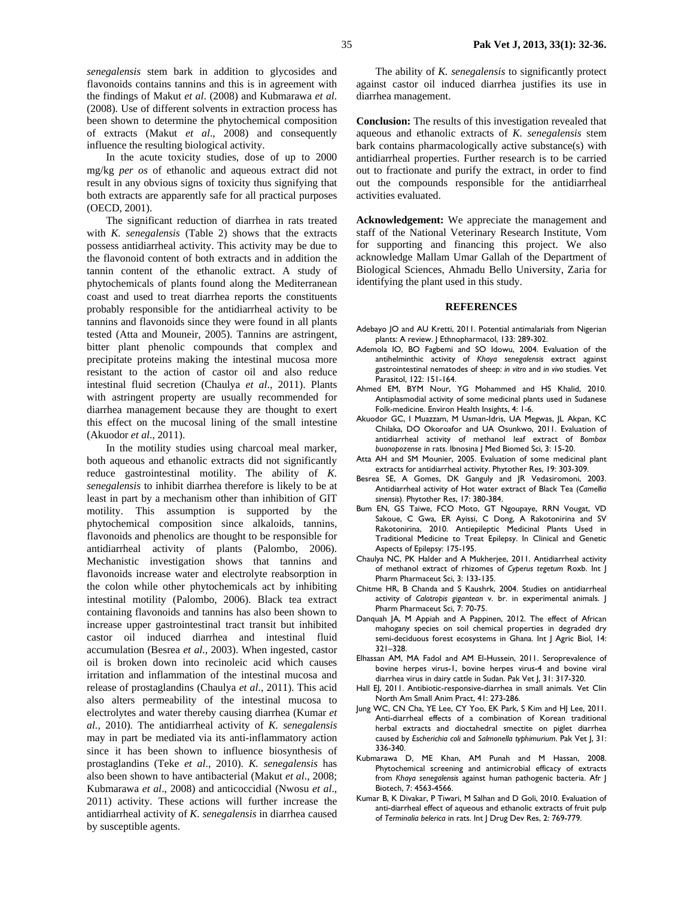*senegalensis* stem bark in addition to glycosides and flavonoids contains tannins and this is in agreement with the findings of Makut *et al*. (2008) and Kubmarawa *et al*. (2008). Use of different solvents in extraction process has been shown to determine the phytochemical composition of extracts (Makut *et al*., 2008) and consequently influence the resulting biological activity.

In the acute toxicity studies, dose of up to 2000 mg/kg *per os* of ethanolic and aqueous extract did not result in any obvious signs of toxicity thus signifying that both extracts are apparently safe for all practical purposes (OECD, 2001).

The significant reduction of diarrhea in rats treated with *K. senegalensis* (Table 2) shows that the extracts possess antidiarrheal activity. This activity may be due to the flavonoid content of both extracts and in addition the tannin content of the ethanolic extract. A study of phytochemicals of plants found along the Mediterranean coast and used to treat diarrhea reports the constituents probably responsible for the antidiarrheal activity to be tannins and flavonoids since they were found in all plants tested (Atta and Mouneir, 2005). Tannins are astringent, bitter plant phenolic compounds that complex and precipitate proteins making the intestinal mucosa more resistant to the action of castor oil and also reduce intestinal fluid secretion (Chaulya *et al*., 2011). Plants with astringent property are usually recommended for diarrhea management because they are thought to exert this effect on the mucosal lining of the small intestine (Akuodor *et al*., 2011).

In the motility studies using charcoal meal marker, both aqueous and ethanolic extracts did not significantly reduce gastrointestinal motility. The ability of *K. senegalensis* to inhibit diarrhea therefore is likely to be at least in part by a mechanism other than inhibition of GIT motility. This assumption is supported by the phytochemical composition since alkaloids, tannins, flavonoids and phenolics are thought to be responsible for antidiarrheal activity of plants (Palombo, 2006). Mechanistic investigation shows that tannins and flavonoids increase water and electrolyte reabsorption in the colon while other phytochemicals act by inhibiting intestinal motility (Palombo, 2006). Black tea extract containing flavonoids and tannins has also been shown to increase upper gastrointestinal tract transit but inhibited castor oil induced diarrhea and intestinal fluid accumulation (Besrea *et al*., 2003). When ingested, castor oil is broken down into recinoleic acid which causes irritation and inflammation of the intestinal mucosa and release of prostaglandins (Chaulya *et al*., 2011). This acid also alters permeability of the intestinal mucosa to electrolytes and water thereby causing diarrhea (Kumar *et al.*, 2010). The antidiarrheal activity of *K. senegalensis* may in part be mediated via its anti-inflammatory action since it has been shown to influence biosynthesis of prostaglandins (Teke *et al*., 2010). *K. senegalensis* has also been shown to have antibacterial (Makut *et al*., 2008; Kubmarawa *et al*., 2008) and anticoccidial (Nwosu *et al*., 2011) activity. These actions will further increase the antidiarrheal activity of *K. senegalensis* in diarrhea caused by susceptible agents.

The ability of *K. senegalensis* to significantly protect against castor oil induced diarrhea justifies its use in diarrhea management.

**Conclusion:** The results of this investigation revealed that aqueous and ethanolic extracts of *K. senegalensis* stem bark contains pharmacologically active substance(s) with antidiarrheal properties. Further research is to be carried out to fractionate and purify the extract, in order to find out the compounds responsible for the antidiarrheal activities evaluated.

**Acknowledgement:** We appreciate the management and staff of the National Veterinary Research Institute, Vom for supporting and financing this project. We also acknowledge Mallam Umar Gallah of the Department of Biological Sciences, Ahmadu Bello University, Zaria for identifying the plant used in this study.

## REFERENCES

Adebayo JO and AU Kretti, 2011. Potential antimalarials from Nigerian plants: A review. J Ethnopharmacol, 133: 289-302.

Ademola IO, BO Fagbemi and SO Idowu, 2004. Evaluation of the antihelminthic activity of *Khaya senegalensis* extract against gastrointestinal nematodes of sheep: *in vitro* and *in vivo* studies. Vet Parasitol, 122: 151-164.

Ahmed EM, BYM Nour, YG Mohammed and HS Khalid, 2010. Antiplasmodial activity of some medicinal plants used in Sudanese Folk-medicine. Environ Health Insights, 4: 1-6.

Akuodor GC, I Muazzam, M Usman-Idris, UA Megwas, JL Akpan, KC Chilaka, DO Okoroafor and UA Osunkwo, 2011. Evaluation of antidiarrheal activity of methanol leaf extract of *Bombax buonopozense* in rats. Ibnosina J Med Biomed Sci, 3: 15-20.

Atta AH and SM Mounier, 2005. Evaluation of some medicinal plant extracts for antidiarrheal activity. Phytother Res, 19: 303-309.

Besrea SE, A Gomes, DK Ganguly and JR Vedasiromoni, 2003. Antidiarrheal activity of Hot water extract of Black Tea (*Camellia sinensis*). Phytother Res, 17: 380-384.

Bum EN, GS Taiwe, FCO Moto, GT Ngoupaye, RRN Vougat, VD Sakoue, C Gwa, ER Ayissi, C Dong, A Rakotonirina and SV Rakotonirina, 2010. Antiepileptic Medicinal Plants Used in Traditional Medicine to Treat Epilepsy. In Clinical and Genetic Aspects of Epilepsy: 175-195.

Chaulya NC, PK Halder and A Mukherjee, 2011. Antidiarrheal activity of methanol extract of rhizomes of *Cyperus tegetum* Roxb. Int J Pharm Pharmaceut Sci, 3: 133-135.

Chitme HR, B Chanda and S Kaushrk, 2004. Studies on antidiarrheal activity of *Calotropis gigantean* v. br. in experimental animals. J Pharm Pharmaceut Sci, 7: 70-75.

Danquah JA, M Appiah and A Pappinen, 2012. The effect of African mahogany species on soil chemical properties in degraded dry semi-deciduous forest ecosystems in Ghana. Int J Agric Biol, 14: 321–328.

Elhassan AM, MA Fadol and AM El-Hussein, 2011. Seroprevalence of bovine herpes virus-1, bovine herpes virus-4 and bovine viral diarrhea virus in dairy cattle in Sudan. Pak Vet J, 31: 317-320.

Hall EJ, 2011. Antibiotic-responsive-diarrhea in small animals. Vet Clin North Am Small Anim Pract, 41: 273-286.

Jung WC, CN Cha, YE Lee, CY Yoo, EK Park, S Kim and HJ Lee, 2011. Anti-diarrheal effects of a combination of Korean traditional herbal extracts and dioctahedral smectite on piglet diarrhea caused by *Escherichia coli* and *Salmonella typhimurium*. Pak Vet J, 31: 336-340.

Kubmarawa D, ME Khan, AM Punah and M Hassan, 2008. Phytochemical screening and antimicrobial efficacy of extracts from *Khaya senegalensis* against human pathogenic bacteria. Afr J Biotech, 7: 4563-4566.

Kumar B, K Divakar, P Tiwari, M Salhan and D Goli, 2010. Evaluation of anti-diarrheal effect of aqueous and ethanolic extracts of fruit pulp of *Terminalia belerica* in rats. Int J Drug Dev Res, 2: 769-779.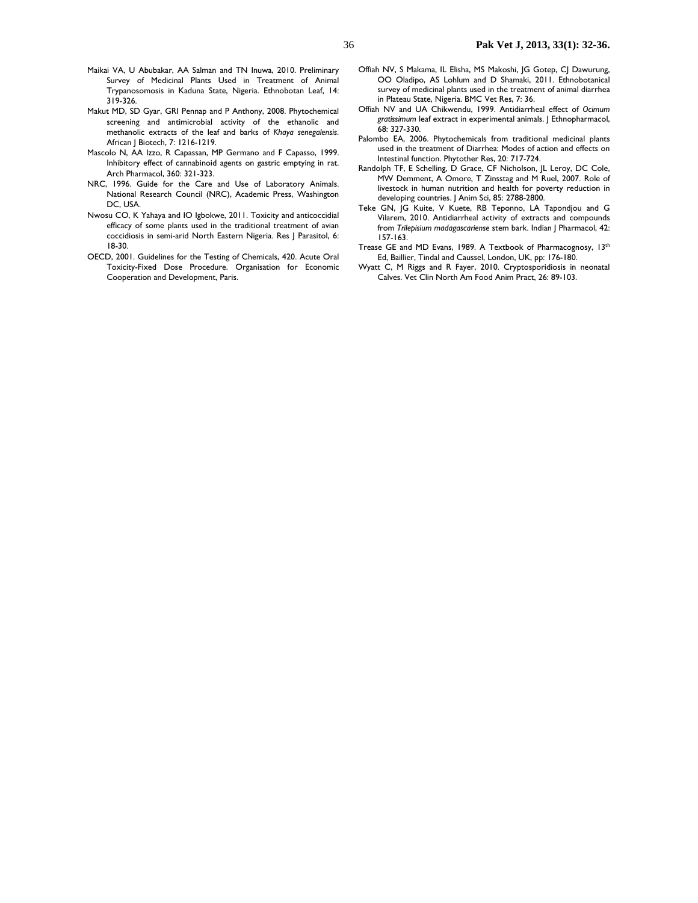Maikai VA, U Abubakar, AA Salman and TN Inuwa, 2010. Preliminary Survey of Medicinal Plants Used in Treatment of Animal Trypanosomosis in Kaduna State, Nigeria. Ethnobotan Leaf, 14: 319-326.

Makut MD, SD Gyar, GRI Pennap and P Anthony, 2008. Phytochemical screening and antimicrobial activity of the ethanolic and methanolic extracts of the leaf and barks of *Khaya senegalensis*. African J Biotech, 7: 1216-1219.

Mascolo N, AA Izzo, R Capassan, MP Germano and F Capasso, 1999. Inhibitory effect of cannabinoid agents on gastric emptying in rat. Arch Pharmacol, 360: 321-323.

NRC, 1996. Guide for the Care and Use of Laboratory Animals. National Research Council (NRC), Academic Press, Washington DC, USA.

Nwosu CO, K Yahaya and IO Igbokwe, 2011. Toxicity and anticoccidial efficacy of some plants used in the traditional treatment of avian coccidiosis in semi-arid North Eastern Nigeria. Res J Parasitol, 6: 18-30.

OECD, 2001. Guidelines for the Testing of Chemicals, 420. Acute Oral Toxicity-Fixed Dose Procedure. Organisation for Economic Cooperation and Development, Paris.

Offiah NV, S Makama, IL Elisha, MS Makoshi, JG Gotep, CJ Dawurung, OO Oladipo, AS Lohlum and D Shamaki, 2011. Ethnobotanical survey of medicinal plants used in the treatment of animal diarrhea in Plateau State, Nigeria. BMC Vet Res, 7: 36.

Offiah NV and UA Chikwendu, 1999. Antidiarrheal effect of *Ocimum gratissimum* leaf extract in experimental animals. J Ethnopharmacol, 68: 327-330.

Palombo EA, 2006. Phytochemicals from traditional medicinal plants used in the treatment of Diarrhea: Modes of action and effects on Intestinal function. Phytother Res, 20: 717-724.

Randolph TF, E Schelling, D Grace, CF Nicholson, JL Leroy, DC Cole, MW Demment, A Omore, T Zinsstag and M Ruel, 2007. Role of livestock in human nutrition and health for poverty reduction in developing countries. J Anim Sci, 85: 2788-2800.

Teke GN, JG Kuite, V Kuete, RB Teponno, LA Tapondjou and G Vilarem, 2010. Antidiarrheal activity of extracts and compounds from *Trilepisium madagascariense* stem bark. Indian J Pharmacol, 42: 157-163.

Trease GE and MD Evans, 1989. A Textbook of Pharmacognosy, 13th Ed, Baillier, Tindal and Caussel, London, UK, pp: 176-180.

Wyatt C, M Riggs and R Fayer, 2010. Cryptosporidiosis in neonatal Calves. Vet Clin North Am Food Anim Pract, 26: 89-103.